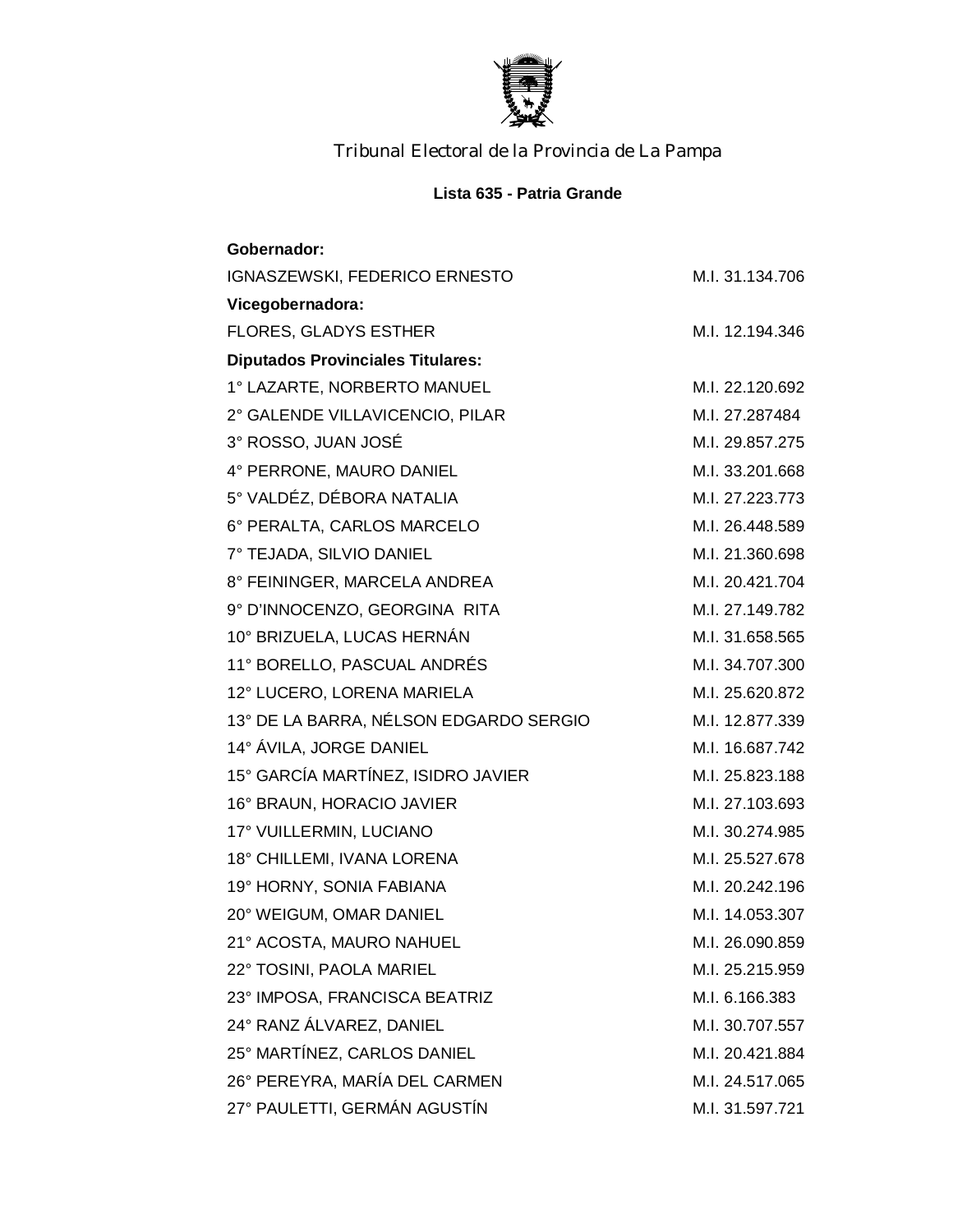Tribunal Electoral de la Provincia de La Pampa

**Lista 635 - Patria Grande**

**Gobernador:**

IGNASZEWSKI, FEDERICO ERNESTO M.I. 31.134.706

**Vicegobernadora:**

FLORES, GLADYS ESTHER M.I. 12.194.346

**Diputados Provinciales Titulares:**

1° LAZARTE, NORBERTO MANUEL M.I. 22.120.692
2° GALENDE VILLAVICENCIO, PILAR M.I. 27.287484
3° ROSSO, JUAN JOSÉ M.I. 29.857.275
4° PERRONE, MAURO DANIEL M.I. 33.201.668
5° VALDÉZ, DÉBORA NATALIA M.I. 27.223.773
6° PERALTA, CARLOS MARCELO M.I. 26.448.589
7° TEJADA, SILVIO DANIEL M.I. 21.360.698
8° FEININGER, MARCELA ANDREA M.I. 20.421.704
9° D'INNOCENZO, GEORGINA RITA M.I. 27.149.782
10° BRIZUELA, LUCAS HERNÁN M.I. 31.658.565
11° BORELLO, PASCUAL ANDRÉS M.I. 34.707.300
12° LUCERO, LORENA MARIELA M.I. 25.620.872
13° DE LA BARRA, NÉLSON EDGARDO SERGIO M.I. 12.877.339
14° ÁVILA, JORGE DANIEL M.I. 16.687.742
15° GARCÍA MARTÍNEZ, ISIDRO JAVIER M.I. 25.823.188
16° BRAUN, HORACIO JAVIER M.I. 27.103.693
17° VUILLERMIN, LUCIANO M.I. 30.274.985
18° CHILLEMI, IVANA LORENA M.I. 25.527.678
19° HORNY, SONIA FABIANA M.I. 20.242.196
20° WEIGUM, OMAR DANIEL M.I. 14.053.307
21° ACOSTA, MAURO NAHUEL M.I. 26.090.859
22° TOSINI, PAOLA MARIEL M.I. 25.215.959
23° IMPOSA, FRANCISCA BEATRIZ M.I. 6.166.383
24° RANZ ÁLVAREZ, DANIEL M.I. 30.707.557
25° MARTÍNEZ, CARLOS DANIEL M.I. 20.421.884
26° PEREYRA, MARÍA DEL CARMEN M.I. 24.517.065
27° PAULETTI, GERMÁN AGUSTÍN M.I. 31.597.721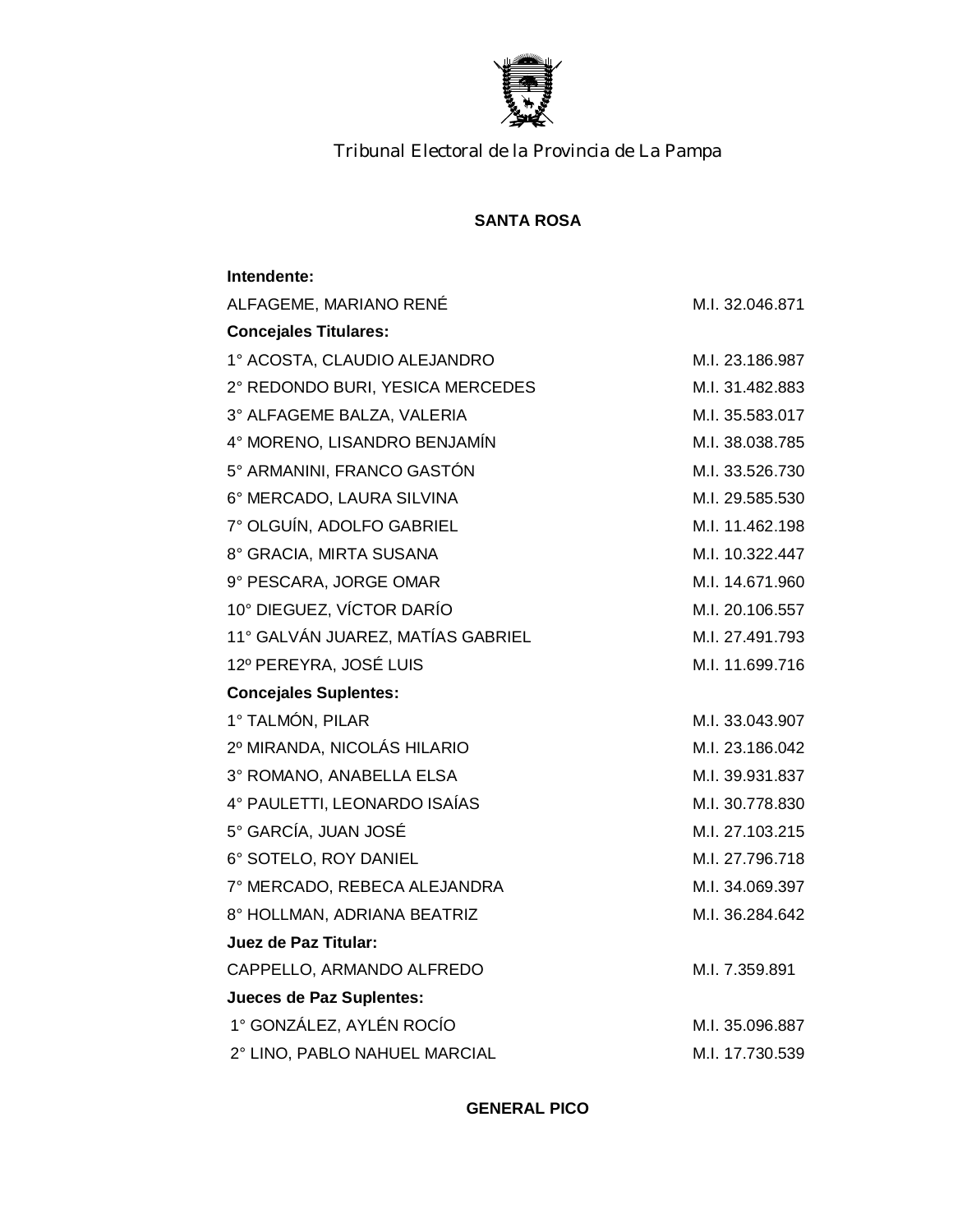Tribunal Electoral de la Provincia de La Pampa

**SANTA ROSA**

| | |
|---|---|
| **Intendente:** | |
| ALFAGEME, MARIANO RENÉ | M.I. 32.046.871 |
| **Concejales Titulares:** | |
| 1° ACOSTA, CLAUDIO ALEJANDRO | M.I. 23.186.987 |
| 2° REDONDO BURI, YESICA MERCEDES | M.I. 31.482.883 |
| 3° ALFAGEME BALZA, VALERIA | M.I. 35.583.017 |
| 4° MORENO, LISANDRO BENJAMÍN | M.I. 38.038.785 |
| 5° ARMANINI, FRANCO GASTÓN | M.I. 33.526.730 |
| 6° MERCADO, LAURA SILVINA | M.I. 29.585.530 |
| 7° OLGUÍN, ADOLFO GABRIEL | M.I. 11.462.198 |
| 8° GRACIA, MIRTA SUSANA | M.I. 10.322.447 |
| 9° PESCARA, JORGE OMAR | M.I. 14.671.960 |
| 10° DIEGUEZ, VÍCTOR DARÍO | M.I. 20.106.557 |
| 11° GALVÁN JUAREZ, MATÍAS GABRIEL | M.I. 27.491.793 |
| 12º PEREYRA, JOSÉ LUIS | M.I. 11.699.716 |
| **Concejales Suplentes:** | |
| 1° TALMÓN, PILAR | M.I. 33.043.907 |
| 2º MIRANDA, NICOLÁS HILARIO | M.I. 23.186.042 |
| 3° ROMANO, ANABELLA ELSA | M.I. 39.931.837 |
| 4° PAULETTI, LEONARDO ISAÍAS | M.I. 30.778.830 |
| 5° GARCÍA, JUAN JOSÉ | M.I. 27.103.215 |
| 6° SOTELO, ROY DANIEL | M.I. 27.796.718 |
| 7° MERCADO, REBECA ALEJANDRA | M.I. 34.069.397 |
| 8° HOLLMAN, ADRIANA BEATRIZ | M.I. 36.284.642 |
| **Juez de Paz Titular:** | |
| CAPPELLO, ARMANDO ALFREDO | M.I. 7.359.891 |
| **Jueces de Paz Suplentes:** | |
| 1° GONZÁLEZ, AYLÉN ROCÍO | M.I. 35.096.887 |
| 2° LINO, PABLO NAHUEL MARCIAL | M.I. 17.730.539 |

**GENERAL PICO**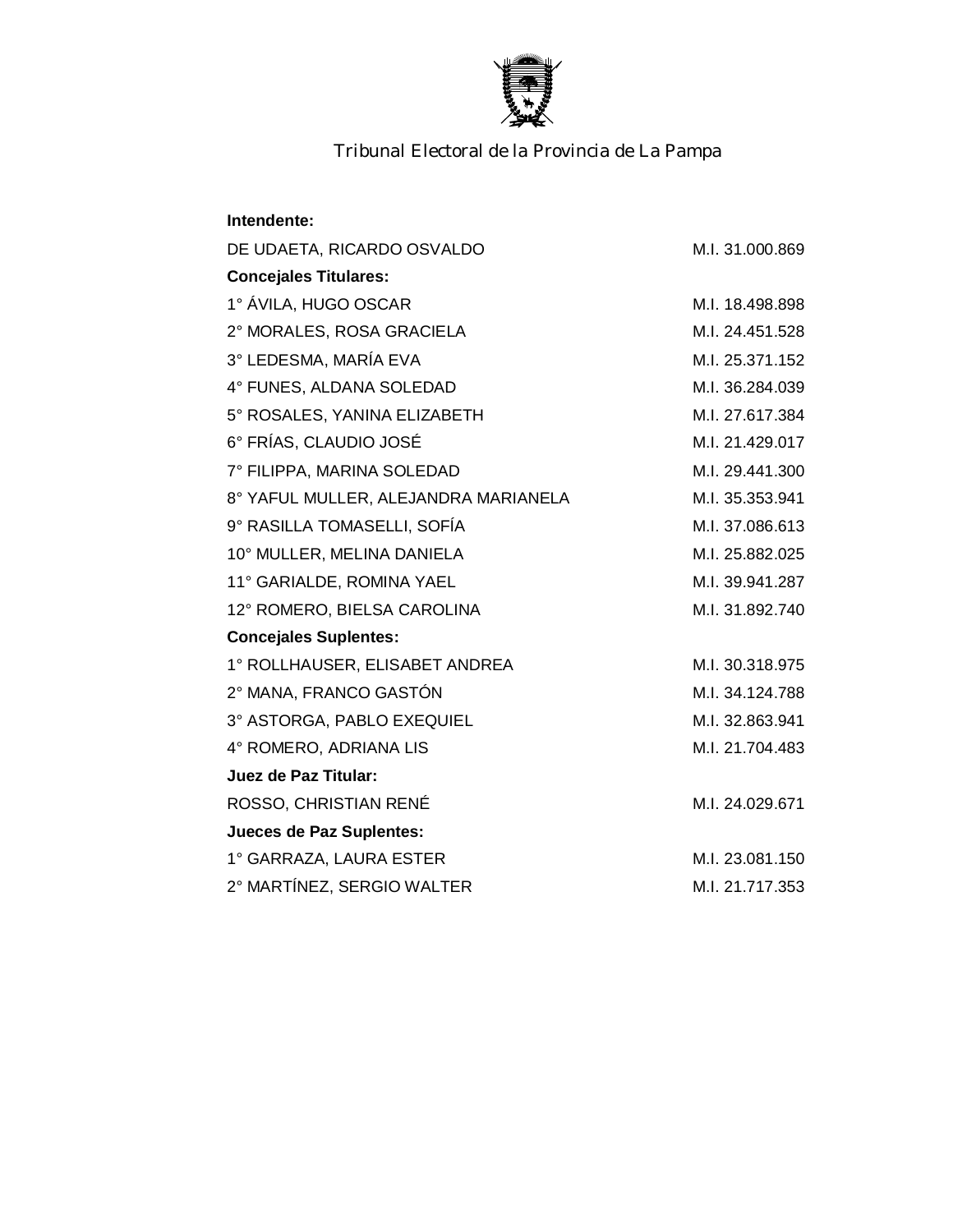Tribunal Electoral de la Provincia de La Pampa

| | |
|---|---|
| **Intendente:** | |
| DE UDAETA, RICARDO OSVALDO | M.I. 31.000.869 |
| **Concejales Titulares:** | |
| 1° ÁVILA, HUGO OSCAR | M.I. 18.498.898 |
| 2° MORALES, ROSA GRACIELA | M.I. 24.451.528 |
| 3° LEDESMA, MARÍA EVA | M.I. 25.371.152 |
| 4° FUNES, ALDANA SOLEDAD | M.I. 36.284.039 |
| 5° ROSALES, YANINA ELIZABETH | M.I. 27.617.384 |
| 6° FRÍAS, CLAUDIO JOSÉ | M.I. 21.429.017 |
| 7° FILIPPA, MARINA SOLEDAD | M.I. 29.441.300 |
| 8° YAFUL MULLER, ALEJANDRA MARIANELA | M.I. 35.353.941 |
| 9° RASILLA TOMASELLI, SOFÍA | M.I. 37.086.613 |
| 10° MULLER, MELINA DANIELA | M.I. 25.882.025 |
| 11° GARIALDE, ROMINA YAEL | M.I. 39.941.287 |
| 12° ROMERO, BIELSA CAROLINA | M.I. 31.892.740 |
| **Concejales Suplentes:** | |
| 1° ROLLHAUSER, ELISABET ANDREA | M.I. 30.318.975 |
| 2° MANA, FRANCO GASTÓN | M.I. 34.124.788 |
| 3° ASTORGA, PABLO EXEQUIEL | M.I. 32.863.941 |
| 4° ROMERO, ADRIANA LIS | M.I. 21.704.483 |
| **Juez de Paz Titular:** | |
| ROSSO, CHRISTIAN RENÉ | M.I. 24.029.671 |
| **Jueces de Paz Suplentes:** | |
| 1° GARRAZA, LAURA ESTER | M.I. 23.081.150 |
| 2° MARTÍNEZ, SERGIO WALTER | M.I. 21.717.353 |